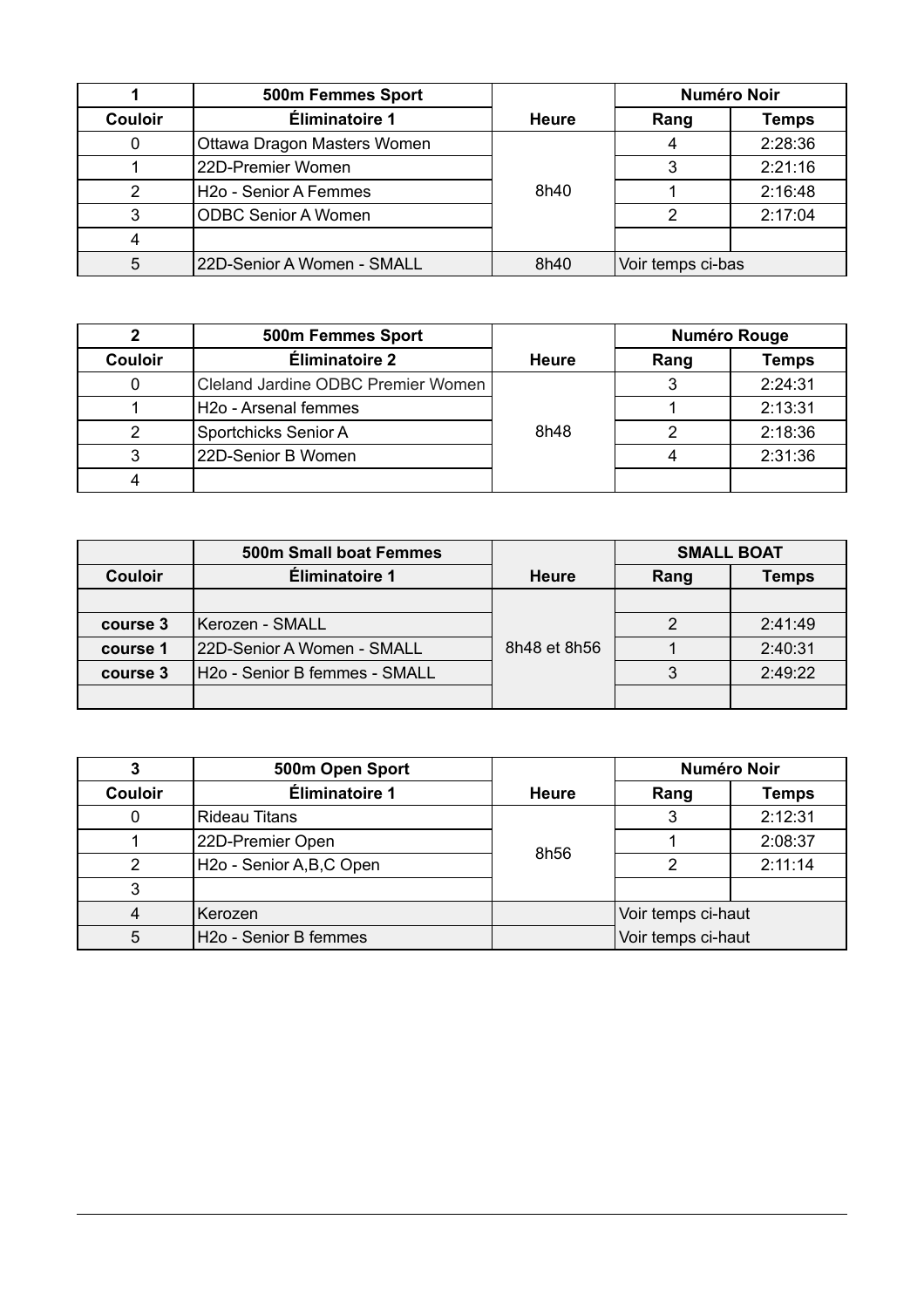| 1 | 500m Femmes Sport | | Numéro Noir | |
|---|---|---|---|---|
| Couloir | Éliminatoire 1 | Heure | Rang | Temps |
| 0 | Ottawa Dragon Masters Women | 8h40 | 4 | 2:28:36 |
| 1 | 22D-Premier Women | | 3 | 2:21:16 |
| 2 | H2o - Senior A Femmes | | 1 | 2:16:48 |
| 3 | ODBC Senior A Women | | 2 | 2:17:04 |
| 4 | | | | |
| 5 | 22D-Senior A Women - SMALL | 8h40 | Voir temps ci-bas | |

| 2 | 500m Femmes Sport | | Numéro Rouge | |
|---|---|---|---|---|
| Couloir | Éliminatoire 2 | Heure | Rang | Temps |
| 0 | Cleland Jardine ODBC Premier Women | 8h48 | 3 | 2:24:31 |
| 1 | H2o - Arsenal femmes | | 1 | 2:13:31 |
| 2 | Sportchicks Senior A | | 2 | 2:18:36 |
| 3 | 22D-Senior B Women | | 4 | 2:31:36 |
| 4 | | | | |

| | 500m Small boat Femmes | | SMALL BOAT | |
|---|---|---|---|---|
| Couloir | Éliminatoire 1 | Heure | Rang | Temps |
| | | 8h48 et 8h56 | | |
| **course 3** | Kerozen - SMALL | | 2 | 2:41:49 |
| **course 1** | 22D-Senior A Women - SMALL | | 1 | 2:40:31 |
| **course 3** | H2o - Senior B femmes - SMALL | | 3 | 2:49:22 |
| | | | | |

| 3 | 500m Open Sport | | Numéro Noir | |
|---|---|---|---|---|
| Couloir | Éliminatoire 1 | Heure | Rang | Temps |
| 0 | Rideau Titans | 8h56 | 3 | 2:12:31 |
| 1 | 22D-Premier Open | | 1 | 2:08:37 |
| 2 | H2o - Senior A,B,C Open | | 2 | 2:11:14 |
| 3 | | | | |
| 4 | Kerozen | | Voir temps ci-haut | |
| 5 | H2o - Senior B femmes | | Voir temps ci-haut | |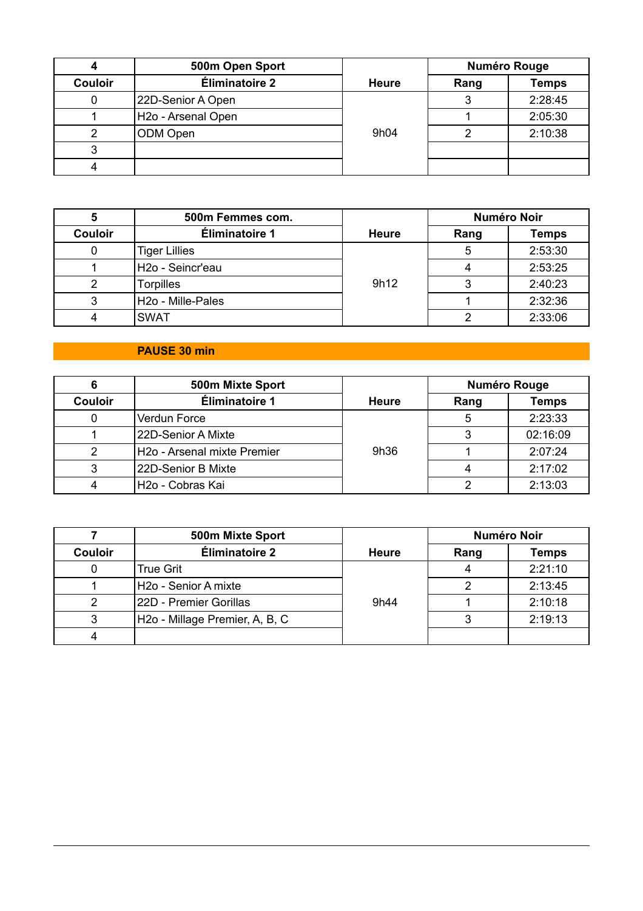| 4 | 500m Open Sport | | Numéro Rouge | |
|---|---|---|---|---|
| Couloir | Éliminatoire 2 | Heure | Rang | Temps |
| 0 | 22D-Senior A Open | 9h04 | 3 | 2:28:45 |
| 1 | H2o - Arsenal Open | | 1 | 2:05:30 |
| 2 | ODM Open | | 2 | 2:10:38 |
| 3 | | | | |
| 4 | | | | |

| 5 | 500m Femmes com. | | Numéro Noir | |
|---|---|---|---|---|
| Couloir | Éliminatoire 1 | Heure | Rang | Temps |
| 0 | Tiger Lillies | 9h12 | 5 | 2:53:30 |
| 1 | H2o - Seincr'eau | | 4 | 2:53:25 |
| 2 | Torpilles | | 3 | 2:40:23 |
| 3 | H2o - Mille-Pales | | 1 | 2:32:36 |
| 4 | SWAT | | 2 | 2:33:06 |

**PAUSE 30 min**

| 6 | 500m Mixte Sport | | Numéro Rouge | |
|---|---|---|---|---|
| Couloir | Éliminatoire 1 | Heure | Rang | Temps |
| 0 | Verdun Force | 9h36 | 5 | 2:23:33 |
| 1 | 22D-Senior A Mixte | | 3 | 02:16:09 |
| 2 | H2o - Arsenal mixte Premier | | 1 | 2:07:24 |
| 3 | 22D-Senior B Mixte | | 4 | 2:17:02 |
| 4 | H2o - Cobras Kai | | 2 | 2:13:03 |

| 7 | 500m Mixte Sport | | Numéro Noir | |
|---|---|---|---|---|
| Couloir | Éliminatoire 2 | Heure | Rang | Temps |
| 0 | True Grit | 9h44 | 4 | 2:21:10 |
| 1 | H2o - Senior A mixte | | 2 | 2:13:45 |
| 2 | 22D - Premier Gorillas | | 1 | 2:10:18 |
| 3 | H2o - Millage Premier, A, B, C | | 3 | 2:19:13 |
| 4 | | | | |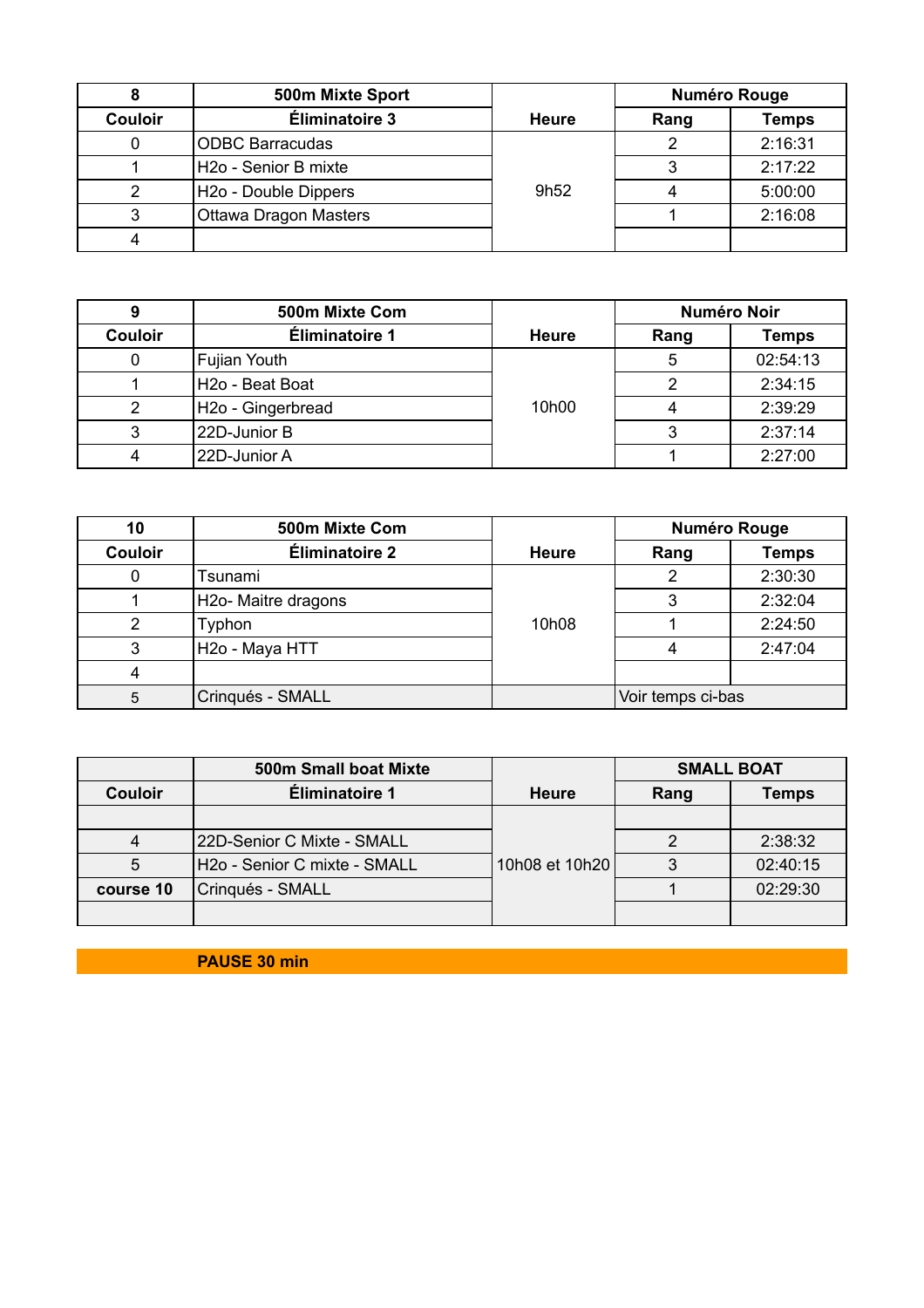| 8 | 500m Mixte Sport | | Numéro Rouge | |
|---|---|---|---|---|
| Couloir | Éliminatoire 3 | Heure | Rang | Temps |
| 0 | ODBC Barracudas | 9h52 | 2 | 2:16:31 |
| 1 | H2o - Senior B mixte | | 3 | 2:17:22 |
| 2 | H2o - Double Dippers | | 4 | 5:00:00 |
| 3 | Ottawa Dragon Masters | | 1 | 2:16:08 |
| 4 | | | | |

| 9 | 500m Mixte Com | | Numéro Noir | |
|---|---|---|---|---|
| Couloir | Éliminatoire 1 | Heure | Rang | Temps |
| 0 | Fujian Youth | 10h00 | 5 | 02:54:13 |
| 1 | H2o - Beat Boat | | 2 | 2:34:15 |
| 2 | H2o - Gingerbread | | 4 | 2:39:29 |
| 3 | 22D-Junior B | | 3 | 2:37:14 |
| 4 | 22D-Junior A | | 1 | 2:27:00 |

| 10 | 500m Mixte Com | | Numéro Rouge | |
|---|---|---|---|---|
| Couloir | Éliminatoire 2 | Heure | Rang | Temps |
| 0 | Tsunami | 10h08 | 2 | 2:30:30 |
| 1 | H2o- Maitre dragons | | 3 | 2:32:04 |
| 2 | Typhon | | 1 | 2:24:50 |
| 3 | H2o - Maya HTT | | 4 | 2:47:04 |
| 4 | | | | |
| 5 | Crinqués - SMALL | | Voir temps ci-bas | |

| | 500m Small boat Mixte | | SMALL BOAT | |
|---|---|---|---|---|
| Couloir | Éliminatoire 1 | Heure | Rang | Temps |
| | | 10h08 et 10h20 | | |
| 4 | 22D-Senior C Mixte - SMALL | | 2 | 2:38:32 |
| 5 | H2o - Senior C mixte - SMALL | | 3 | 02:40:15 |
| course 10 | Crinqués - SMALL | | 1 | 02:29:30 |
| | | | | |

**PAUSE 30 min**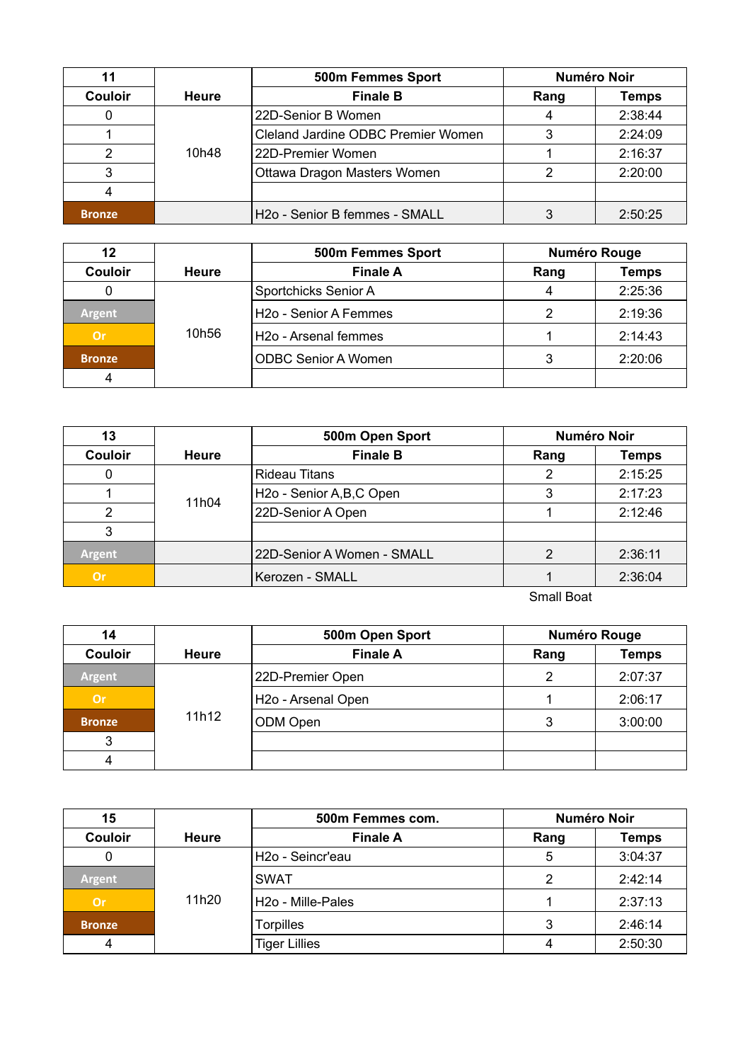| 11 | | 500m Femmes Sport | Numéro Noir | |
|---|---|---|---|---|
| **Couloir** | **Heure** | **Finale B** | **Rang** | **Temps** |
| 0 | 10h48 | 22D-Senior B Women | 4 | 2:38:44 |
| 1 | | Cleland Jardine ODBC Premier Women | 3 | 2:24:09 |
| 2 | | 22D-Premier Women | 1 | 2:16:37 |
| 3 | | Ottawa Dragon Masters Women | 2 | 2:20:00 |
| 4 | | | | |
| Bronze | | H2o - Senior B femmes - SMALL | 3 | 2:50:25 |

| 12 | | 500m Femmes Sport | Numéro Rouge | |
|---|---|---|---|---|
| **Couloir** | **Heure** | **Finale A** | **Rang** | **Temps** |
| 0 | 10h56 | Sportchicks Senior A | 4 | 2:25:36 |
| Argent | | H2o - Senior A Femmes | 2 | 2:19:36 |
| Or | | H2o - Arsenal femmes | 1 | 2:14:43 |
| Bronze | | ODBC Senior A Women | 3 | 2:20:06 |
| 4 | | | | |

| 13 | | 500m Open Sport | Numéro Noir | |
|---|---|---|---|---|
| **Couloir** | **Heure** | **Finale B** | **Rang** | **Temps** |
| 0 | 11h04 | Rideau Titans | 2 | 2:15:25 |
| 1 | | H2o - Senior A,B,C Open | 3 | 2:17:23 |
| 2 | | 22D-Senior A Open | 1 | 2:12:46 |
| 3 | | | | |
| Argent | | 22D-Senior A Women - SMALL | 2 | 2:36:11 |
| Or | | Kerozen - SMALL | 1 | 2:36:04 |

Small Boat

| 14 | | 500m Open Sport | Numéro Rouge | |
|---|---|---|---|---|
| **Couloir** | **Heure** | **Finale A** | **Rang** | **Temps** |
| Argent | 11h12 | 22D-Premier Open | 2 | 2:07:37 |
| Or | | H2o - Arsenal Open | 1 | 2:06:17 |
| Bronze | | ODM Open | 3 | 3:00:00 |
| 3 | | | | |
| 4 | | | | |

| 15 | | 500m Femmes com. | Numéro Noir | |
|---|---|---|---|---|
| **Couloir** | **Heure** | **Finale A** | **Rang** | **Temps** |
| 0 | 11h20 | H2o - Seincr'eau | 5 | 3:04:37 |
| Argent | | SWAT | 2 | 2:42:14 |
| Or | | H2o - Mille-Pales | 1 | 2:37:13 |
| Bronze | | Torpilles | 3 | 2:46:14 |
| 4 | | Tiger Lillies | 4 | 2:50:30 |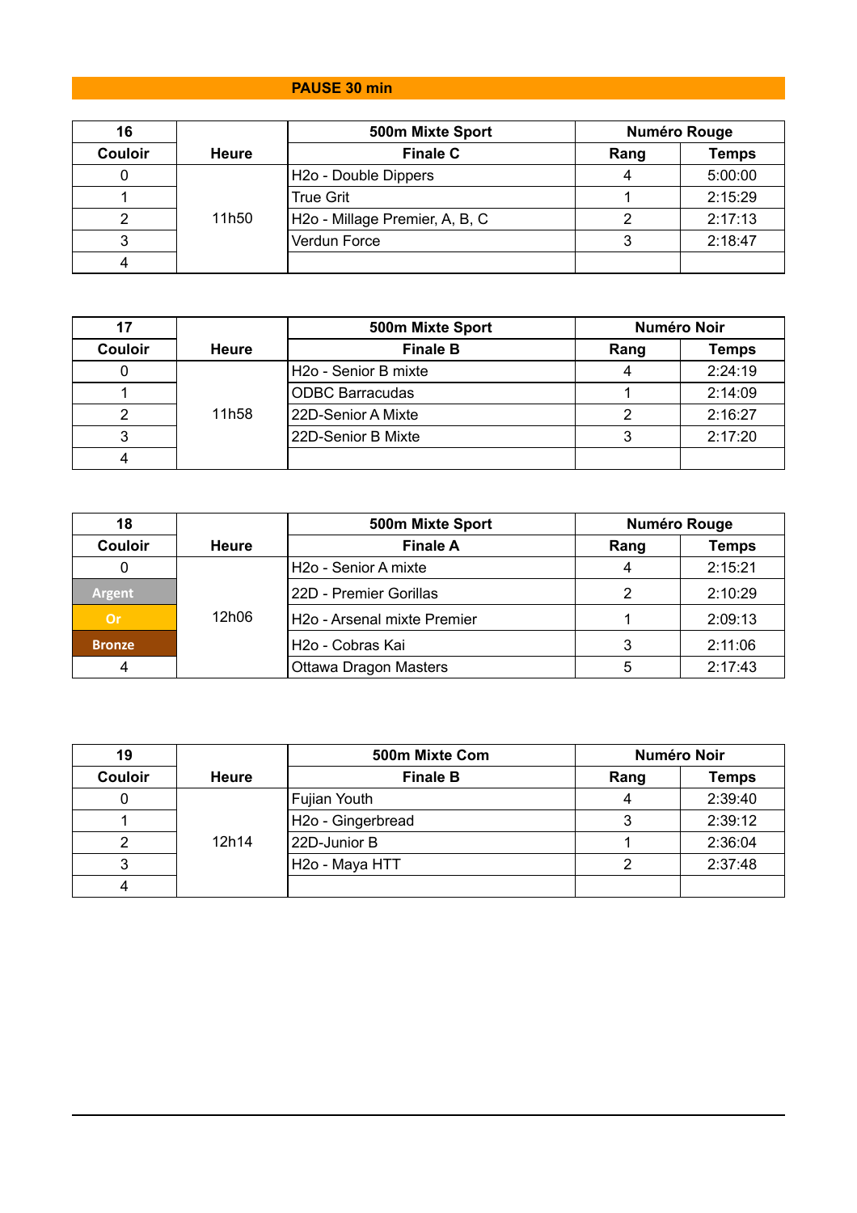**PAUSE 30 min**

| 16 | | 500m Mixte Sport | Numéro Rouge | |
|---|---|---|---|---|
| **Couloir** | **Heure** | **Finale C** | **Rang** | **Temps** |
| 0 | 11h50 | H2o - Double Dippers | 4 | 5:00:00 |
| 1 | | True Grit | 1 | 2:15:29 |
| 2 | | H2o - Millage Premier, A, B, C | 2 | 2:17:13 |
| 3 | | Verdun Force | 3 | 2:18:47 |
| 4 | | | | |

| 17 | | 500m Mixte Sport | Numéro Noir | |
|---|---|---|---|---|
| **Couloir** | **Heure** | **Finale B** | **Rang** | **Temps** |
| 0 | 11h58 | H2o - Senior B mixte | 4 | 2:24:19 |
| 1 | | ODBC Barracudas | 1 | 2:14:09 |
| 2 | | 22D-Senior A Mixte | 2 | 2:16:27 |
| 3 | | 22D-Senior B Mixte | 3 | 2:17:20 |
| 4 | | | | |

| 18 | | 500m Mixte Sport | Numéro Rouge | |
|---|---|---|---|---|
| **Couloir** | **Heure** | **Finale A** | **Rang** | **Temps** |
| 0 | 12h06 | H2o - Senior A mixte | 4 | 2:15:21 |
| Argent | | 22D - Premier Gorillas | 2 | 2:10:29 |
| Or | | H2o - Arsenal mixte Premier | 1 | 2:09:13 |
| Bronze | | H2o - Cobras Kai | 3 | 2:11:06 |
| 4 | | Ottawa Dragon Masters | 5 | 2:17:43 |

| 19 | | 500m Mixte Com | Numéro Noir | |
|---|---|---|---|---|
| **Couloir** | **Heure** | **Finale B** | **Rang** | **Temps** |
| 0 | 12h14 | Fujian Youth | 4 | 2:39:40 |
| 1 | | H2o - Gingerbread | 3 | 2:39:12 |
| 2 | | 22D-Junior B | 1 | 2:36:04 |
| 3 | | H2o - Maya HTT | 2 | 2:37:48 |
| 4 | | | | |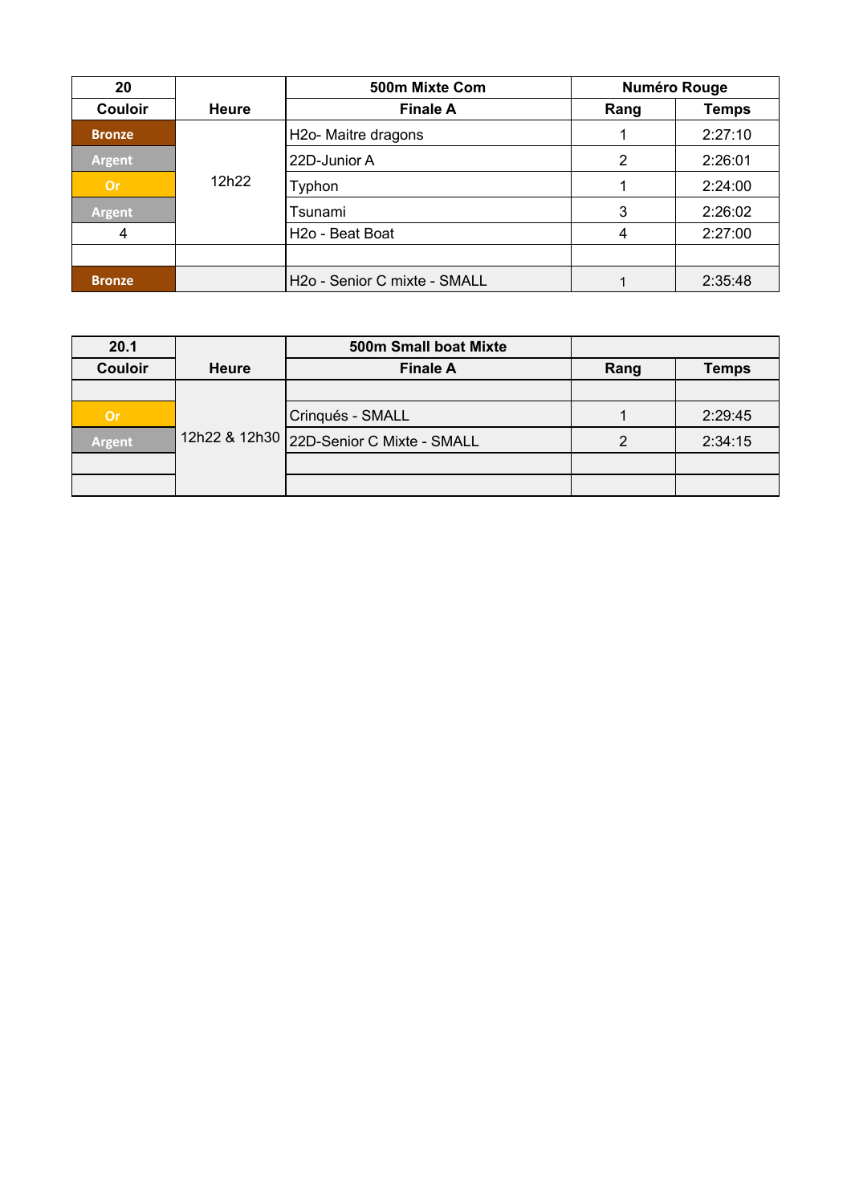| 20 | | 500m Mixte Com | Numéro Rouge | |
|---|---|---|---|---|
| Couloir | Heure | Finale A | Rang | Temps |
| Bronze | 12h22 | H2o- Maitre dragons | 1 | 2:27:10 |
| Argent | | 22D-Junior A | 2 | 2:26:01 |
| Or | | Typhon | 1 | 2:24:00 |
| Argent | | Tsunami | 3 | 2:26:02 |
| 4 | | H2o - Beat Boat | 4 | 2:27:00 |
| | | | | |
| Bronze | | H2o - Senior C mixte - SMALL | 1 | 2:35:48 |

| 20.1 | | 500m Small boat Mixte | | |
|---|---|---|---|---|
| Couloir | Heure | Finale A | Rang | Temps |
| | 12h22 & 12h30 | | | |
| Or | | Crinqués - SMALL | 1 | 2:29:45 |
| Argent | | 22D-Senior C Mixte - SMALL | 2 | 2:34:15 |
| | | | | |
| | | | | |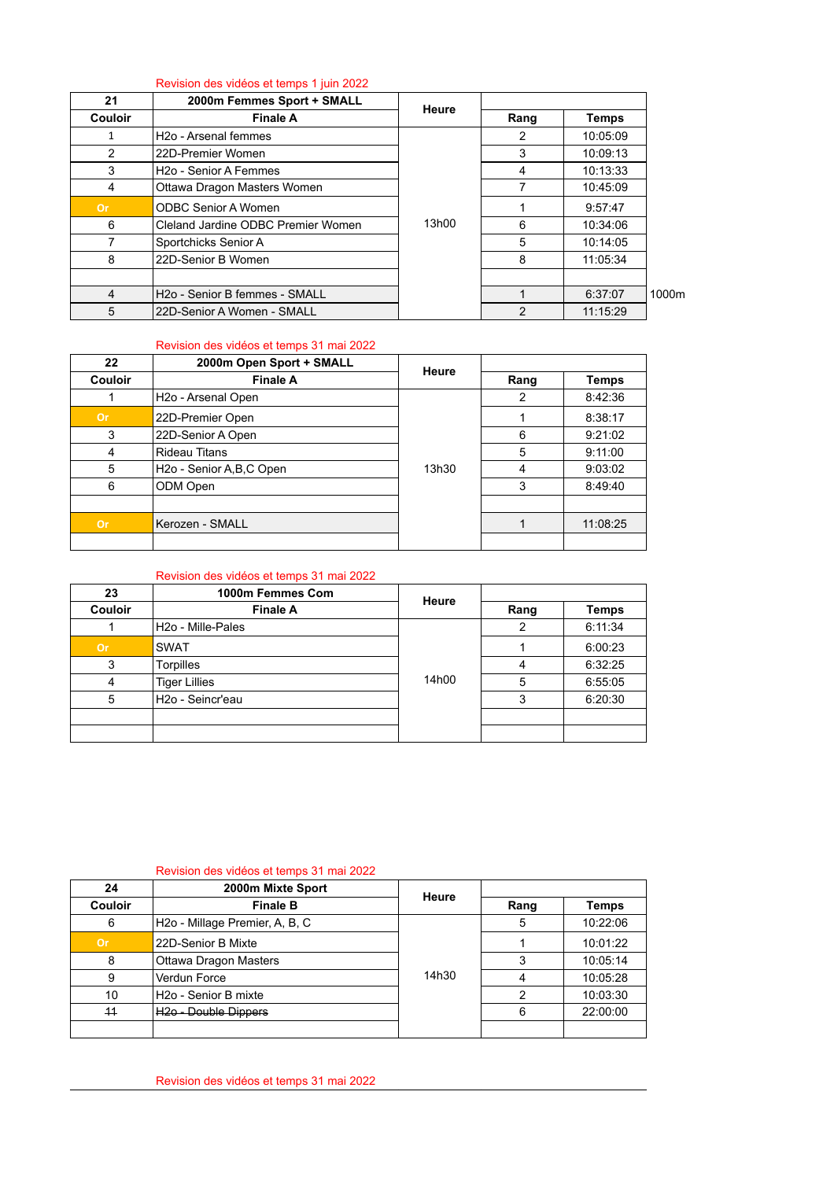Revision des vidéos et temps 1 juin 2022

| 21 | 2000m Femmes Sport + SMALL | Heure | | | |
|---|---|---|---|---|---|
| Couloir | Finale A | | Rang | Temps | |
| 1 | H2o - Arsenal femmes | 13h00 | 2 | 10:05:09 | |
| 2 | 22D-Premier Women | | 3 | 10:09:13 | |
| 3 | H2o - Senior A Femmes | | 4 | 10:13:33 | |
| 4 | Ottawa Dragon Masters Women | | 7 | 10:45:09 | |
| Or | ODBC Senior A Women | | 1 | 9:57:47 | |
| 6 | Cleland Jardine ODBC Premier Women | | 6 | 10:34:06 | |
| 7 | Sportchicks Senior A | | 5 | 10:14:05 | |
| 8 | 22D-Senior B Women | | 8 | 11:05:34 | |
| | | | | | |
| 4 | H2o - Senior B femmes - SMALL | | 1 | 6:37:07 | 1000m |
| 5 | 22D-Senior A Women - SMALL | | 2 | 11:15:29 | |

Revision des vidéos et temps 31 mai 2022

| 22 | 2000m Open Sport + SMALL | Heure | | |
|---|---|---|---|---|
| Couloir | Finale A | | Rang | Temps |
| 1 | H2o - Arsenal Open | 13h30 | 2 | 8:42:36 |
| Or | 22D-Premier Open | | 1 | 8:38:17 |
| 3 | 22D-Senior A Open | | 6 | 9:21:02 |
| 4 | Rideau Titans | | 5 | 9:11:00 |
| 5 | H2o - Senior A,B,C Open | | 4 | 9:03:02 |
| 6 | ODM Open | | 3 | 8:49:40 |
| | | | | |
| Or | Kerozen - SMALL | | 1 | 11:08:25 |
| | | | | |

Revision des vidéos et temps 31 mai 2022

| 23 | 1000m Femmes Com | Heure | | |
|---|---|---|---|---|
| Couloir | Finale A | | Rang | Temps |
| 1 | H2o - Mille-Pales | 14h00 | 2 | 6:11:34 |
| Or | SWAT | | 1 | 6:00:23 |
| 3 | Torpilles | | 4 | 6:32:25 |
| 4 | Tiger Lillies | | 5 | 6:55:05 |
| 5 | H2o - Seincr'eau | | 3 | 6:20:30 |
| | | | | |
| | | | | |

Revision des vidéos et temps 31 mai 2022

| 24 | 2000m Mixte Sport | Heure | | |
|---|---|---|---|---|
| Couloir | Finale B | | Rang | Temps |
| 6 | H2o - Millage Premier, A, B, C | 14h30 | 5 | 10:22:06 |
| Or | 22D-Senior B Mixte | | 1 | 10:01:22 |
| 8 | Ottawa Dragon Masters | | 3 | 10:05:14 |
| 9 | Verdun Force | | 4 | 10:05:28 |
| 10 | H2o - Senior B mixte | | 2 | 10:03:30 |
| ~~11~~ | ~~H2o - Double Dippers~~ | | 6 | 22:00:00 |
| | | | | |

Revision des vidéos et temps 31 mai 2022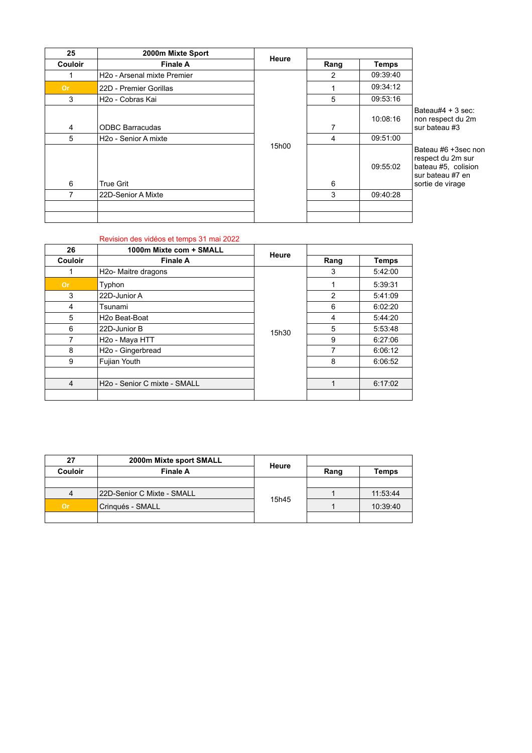| 25 | 2000m Mixte Sport | Heure | | | |
|---|---|---|---|---|---|
| Couloir | Finale A | | Rang | Temps | |
| 1 | H2o - Arsenal mixte Premier | 15h00 | 2 | 09:39:40 | |
| Or | 22D - Premier Gorillas | | 1 | 09:34:12 | |
| 3 | H2o - Cobras Kai | | 5 | 09:53:16 | |
| 4 | ODBC Barracudas | | 7 | 10:08:16 | Bateau#4 + 3 sec: non respect du 2m sur bateau #3 |
| 5 | H2o - Senior A mixte | | 4 | 09:51:00 | |
| 6 | True Grit | | 6 | 09:55:02 | Bateau #6 +3sec non respect du 2m sur bateau #5, colision sur bateau #7 en sortie de virage |
| 7 | 22D-Senior A Mixte | | 3 | 09:40:28 | |
| | | | | | |
| | | | | | |

Revision des vidéos et temps 31 mai 2022

| 26 | 1000m Mixte com + SMALL | Heure | | |
|---|---|---|---|---|
| Couloir | Finale A | | Rang | Temps |
| 1 | H2o- Maitre dragons | 15h30 | 3 | 5:42:00 |
| Or | Typhon | | 1 | 5:39:31 |
| 3 | 22D-Junior A | | 2 | 5:41:09 |
| 4 | Tsunami | | 6 | 6:02:20 |
| 5 | H2o Beat-Boat | | 4 | 5:44:20 |
| 6 | 22D-Junior B | | 5 | 5:53:48 |
| 7 | H2o - Maya HTT | | 9 | 6:27:06 |
| 8 | H2o - Gingerbread | | 7 | 6:06:12 |
| 9 | Fujian Youth | | 8 | 6:06:52 |
| | | | | |
| 4 | H2o - Senior C mixte - SMALL | | 1 | 6:17:02 |
| | | | | |

| 27 | 2000m Mixte sport SMALL | Heure | | |
|---|---|---|---|---|
| Couloir | Finale A | | Rang | Temps |
| | | 15h45 | | |
| 4 | 22D-Senior C Mixte - SMALL | | 1 | 11:53:44 |
| Or | Crinqués - SMALL | | 1 | 10:39:40 |
| | | | | |